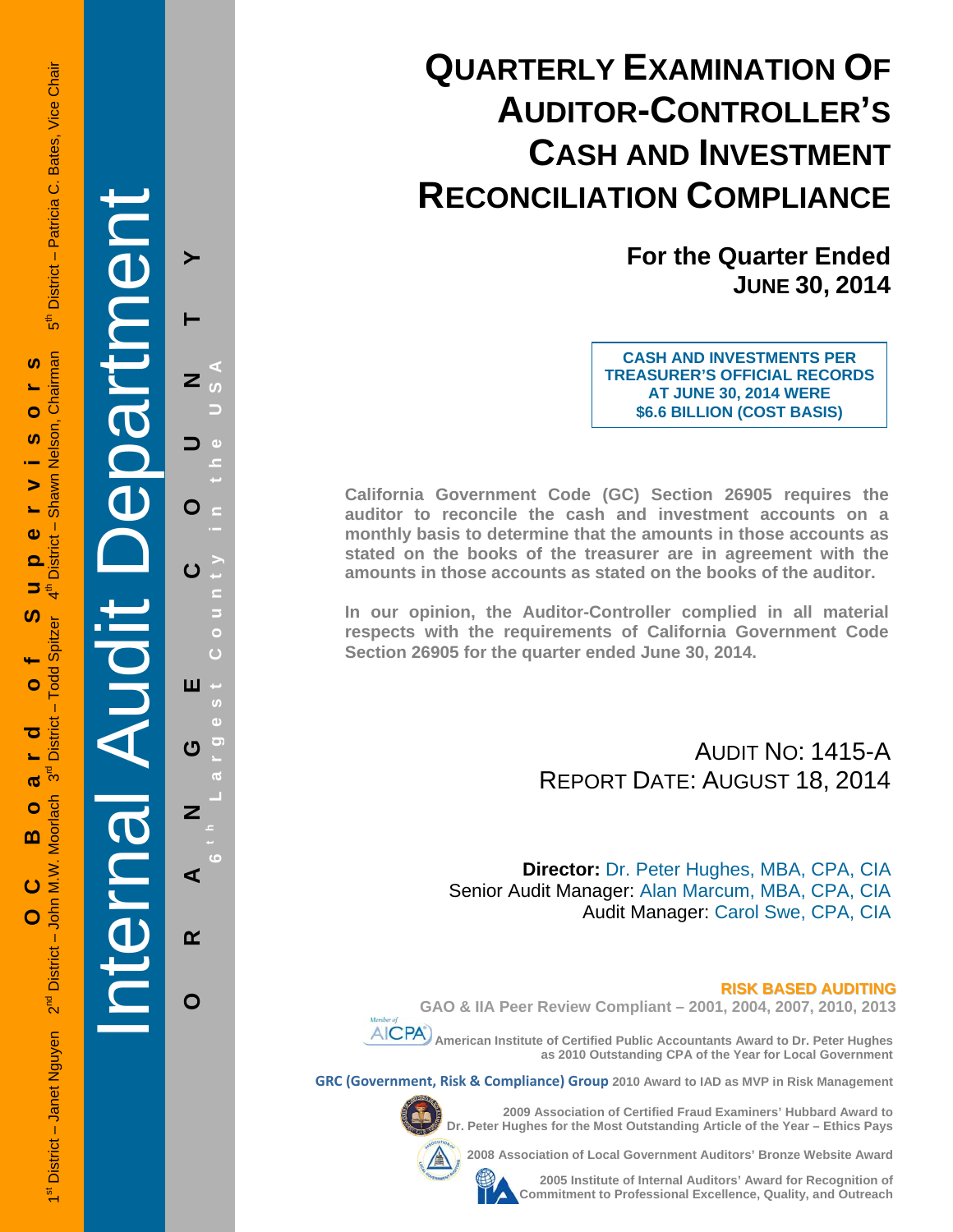# QUARTERLY EXAMINATION OF AUDITOR-CONTROLLER'S CASH AND INVESTMENT RECONCILIATION COMPLIANCE

## For the Quarter Ended JUNE 30, 2014

**CASH AND INVESTMENTS PER TREASURER'S OFFICIAL RECORDS AT JUNE 30, 2014 WERE $6.6 BILLION (COST BASIS)**

**California Government Code (GC) Section 26905 requires the auditor to reconcile the cash and investment accounts on a monthly basis to determine that the amounts in those accounts as stated on the books of the treasurer are in agreement with the amounts in those accounts as stated on the books of the auditor.**

**In our opinion, the Auditor-Controller complied in all material respects with the requirements of California Government Code Section 26905 for the quarter ended June 30, 2014.**

AUDIT NO: 1415-A
REPORT DATE: AUGUST 18, 2014

**Director:** Dr. Peter Hughes, MBA, CPA, CIA
Senior Audit Manager: Alan Marcum, MBA, CPA, CIA
Audit Manager: Carol Swe, CPA, CIA

**RISK BASED AUDITING**

**GAO & IIA Peer Review Compliant – 2001, 2004, 2007, 2010, 2013**

**American Institute of Certified Public Accountants Award to Dr. Peter Hughes as 2010 Outstanding CPA of the Year for Local Government**

**GRC (Government, Risk & Compliance) Group 2010 Award to IAD as MVP in Risk Management**

**2009 Association of Certified Fraud Examiners' Hubbard Award to Dr. Peter Hughes for the Most Outstanding Article of the Year – Ethics Pays**

**2008 Association of Local Government Auditors' Bronze Website Award**

**2005 Institute of Internal Auditors' Award for Recognition of Commitment to Professional Excellence, Quality, and Outreach**

Internal Audit Department

ORANGE COUNTY — 6th Largest County in the USA

OC Board of Supervisors: 1st District – Janet Nguyen, 2nd District – John M.W. Moorlach, 3rd District – Todd Spitzer, 4th District – Shawn Nelson, Chairman, 5th District – Patricia C. Bates, Vice Chair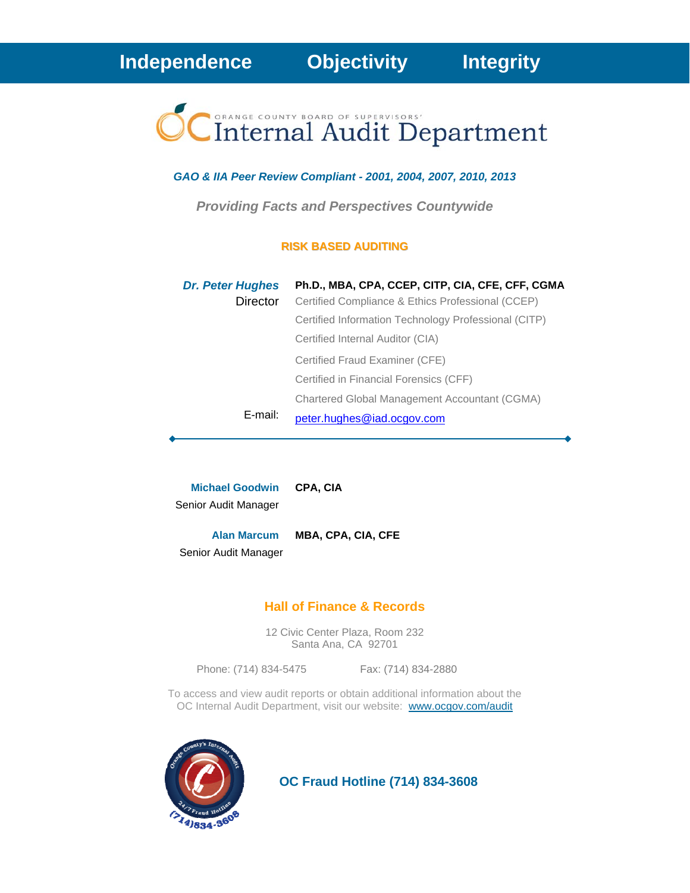**Independence Objectivity Integrity**

# ORANGE COUNTY BOARD OF SUPERVISORS' Internal Audit Department

***GAO & IIA Peer Review Compliant - 2001, 2004, 2007, 2010, 2013***

***Providing Facts and Perspectives Countywide***

**RISK BASED AUDITING**

***Dr. Peter Hughes*** **Ph.D., MBA, CPA, CCEP, CITP, CIA, CFE, CFF, CGMA**
Director

Certified Compliance & Ethics Professional (CCEP)
Certified Information Technology Professional (CITP)
Certified Internal Auditor (CIA)
Certified Fraud Examiner (CFE)
Certified in Financial Forensics (CFF)
Chartered Global Management Accountant (CGMA)

E-mail: peter.hughes@iad.ocgov.com

---

**Michael Goodwin** **CPA, CIA**
Senior Audit Manager

**Alan Marcum** **MBA, CPA, CIA, CFE**
Senior Audit Manager

## Hall of Finance & Records

12 Civic Center Plaza, Room 232
Santa Ana, CA 92701

Phone: (714) 834-5475 Fax: (714) 834-2880

To access and view audit reports or obtain additional information about the OC Internal Audit Department, visit our website: www.ocgov.com/audit

**OC Fraud Hotline (714) 834-3608**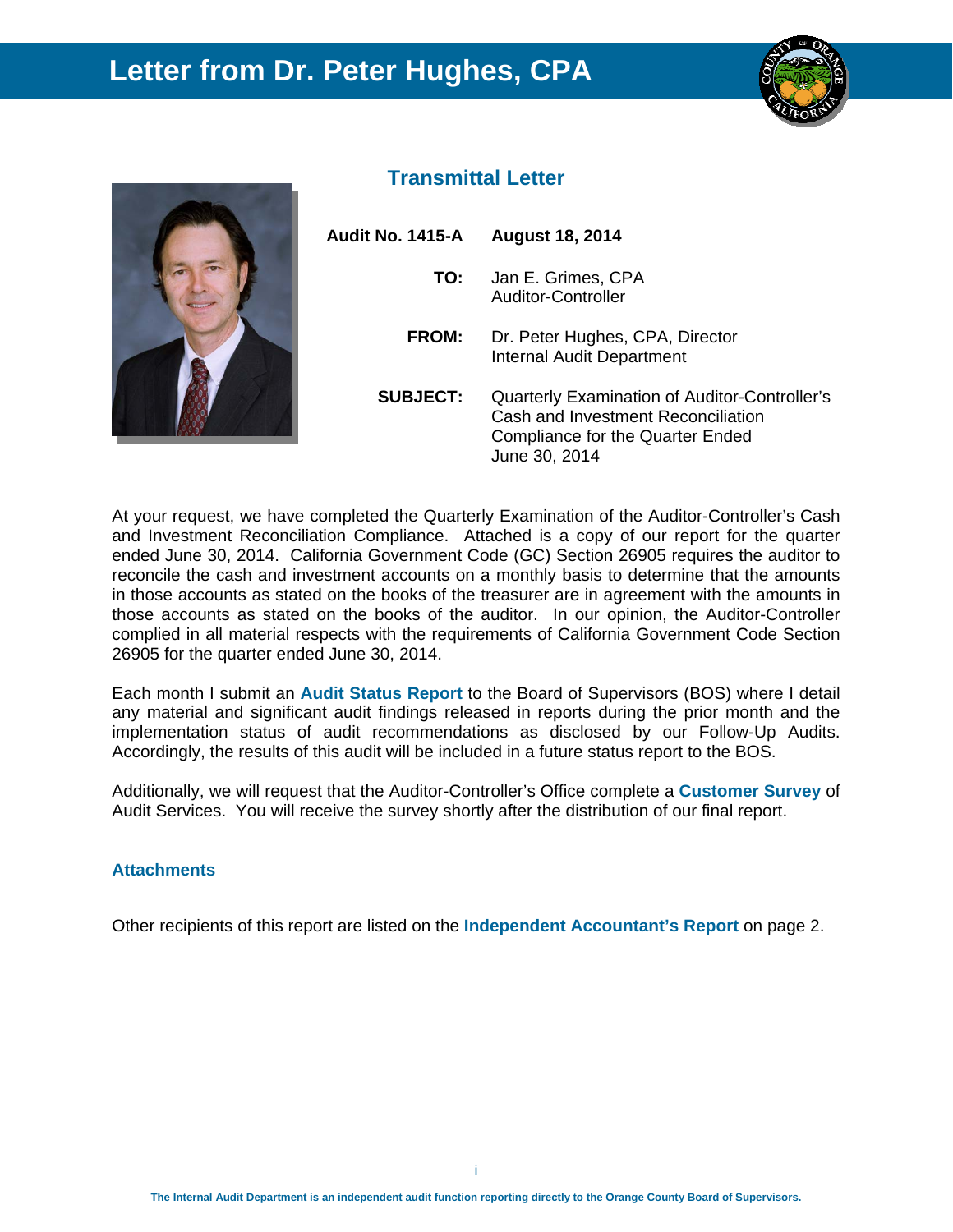# Letter from Dr. Peter Hughes, CPA

## Transmittal Letter

**Audit No. 1415-A** **August 18, 2014**

**TO:** Jan E. Grimes, CPA
Auditor-Controller

**FROM:** Dr. Peter Hughes, CPA, Director
Internal Audit Department

**SUBJECT:** Quarterly Examination of Auditor-Controller's Cash and Investment Reconciliation Compliance for the Quarter Ended June 30, 2014

At your request, we have completed the Quarterly Examination of the Auditor-Controller's Cash and Investment Reconciliation Compliance. Attached is a copy of our report for the quarter ended June 30, 2014. California Government Code (GC) Section 26905 requires the auditor to reconcile the cash and investment accounts on a monthly basis to determine that the amounts in those accounts as stated on the books of the treasurer are in agreement with the amounts in those accounts as stated on the books of the auditor. In our opinion, the Auditor-Controller complied in all material respects with the requirements of California Government Code Section 26905 for the quarter ended June 30, 2014.

Each month I submit an **Audit Status Report** to the Board of Supervisors (BOS) where I detail any material and significant audit findings released in reports during the prior month and the implementation status of audit recommendations as disclosed by our Follow-Up Audits. Accordingly, the results of this audit will be included in a future status report to the BOS.

Additionally, we will request that the Auditor-Controller's Office complete a **Customer Survey** of Audit Services. You will receive the survey shortly after the distribution of our final report.

**Attachments**

Other recipients of this report are listed on the **Independent Accountant's Report** on page 2.

The Internal Audit Department is an independent audit function reporting directly to the Orange County Board of Supervisors.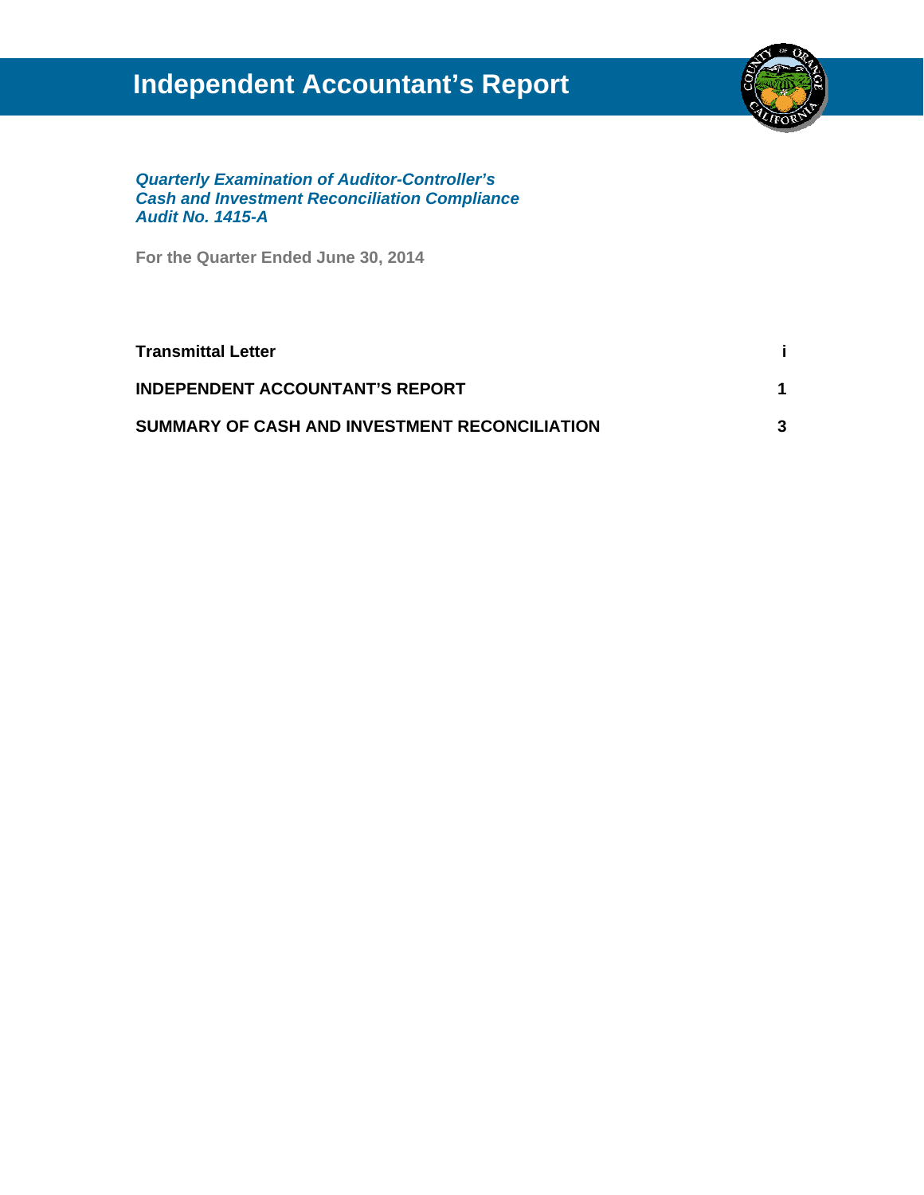# Independent Accountant's Report

***Quarterly Examination of Auditor-Controller's Cash and Investment Reconciliation Compliance***
***Audit No. 1415-A***

**For the Quarter Ended June 30, 2014**

| | |
|---|---|
| **Transmittal Letter** | **i** |
| **INDEPENDENT ACCOUNTANT'S REPORT** | **1** |
| **SUMMARY OF CASH AND INVESTMENT RECONCILIATION** | **3** |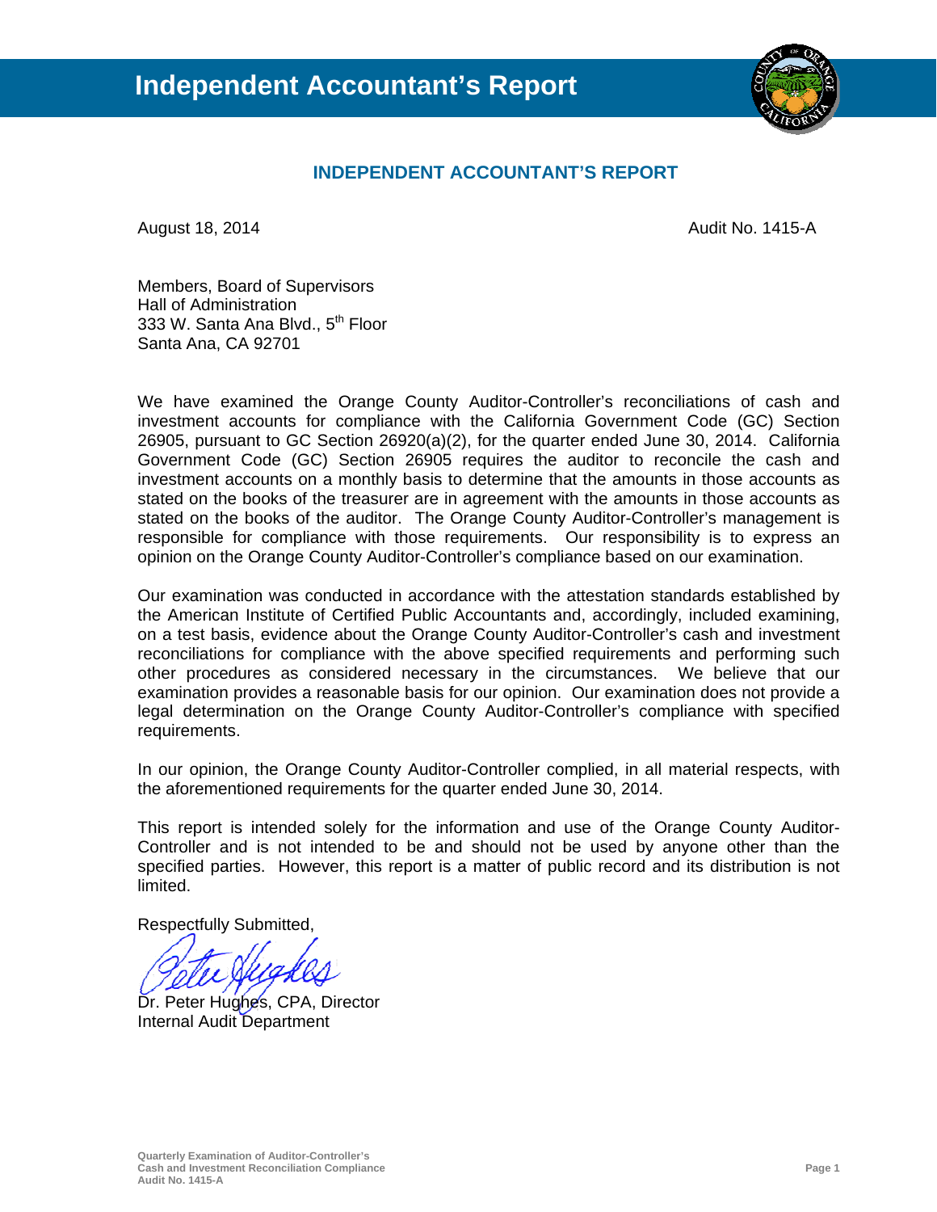# Independent Accountant's Report

## INDEPENDENT ACCOUNTANT'S REPORT

August 18, 2014 Audit No. 1415-A

Members, Board of Supervisors
Hall of Administration
333 W. Santa Ana Blvd., 5th Floor
Santa Ana, CA 92701

We have examined the Orange County Auditor-Controller's reconciliations of cash and investment accounts for compliance with the California Government Code (GC) Section 26905, pursuant to GC Section 26920(a)(2), for the quarter ended June 30, 2014. California Government Code (GC) Section 26905 requires the auditor to reconcile the cash and investment accounts on a monthly basis to determine that the amounts in those accounts as stated on the books of the treasurer are in agreement with the amounts in those accounts as stated on the books of the auditor. The Orange County Auditor-Controller's management is responsible for compliance with those requirements. Our responsibility is to express an opinion on the Orange County Auditor-Controller's compliance based on our examination.

Our examination was conducted in accordance with the attestation standards established by the American Institute of Certified Public Accountants and, accordingly, included examining, on a test basis, evidence about the Orange County Auditor-Controller's cash and investment reconciliations for compliance with the above specified requirements and performing such other procedures as considered necessary in the circumstances. We believe that our examination provides a reasonable basis for our opinion. Our examination does not provide a legal determination on the Orange County Auditor-Controller's compliance with specified requirements.

In our opinion, the Orange County Auditor-Controller complied, in all material respects, with the aforementioned requirements for the quarter ended June 30, 2014.

This report is intended solely for the information and use of the Orange County Auditor-Controller and is not intended to be and should not be used by anyone other than the specified parties. However, this report is a matter of public record and its distribution is not limited.

Respectfully Submitted,

Dr. Peter Hughes, CPA, Director
Internal Audit Department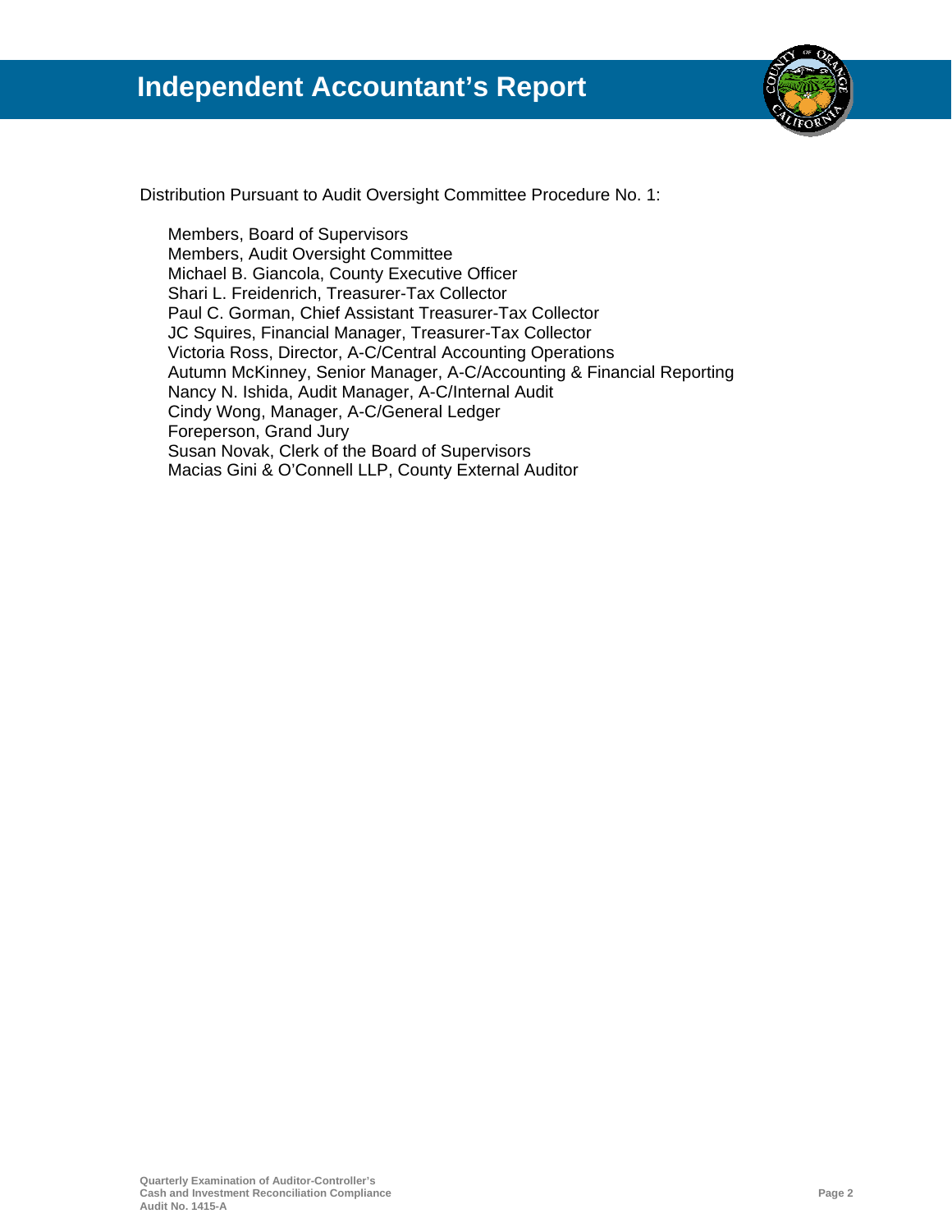# Independent Accountant's Report

Distribution Pursuant to Audit Oversight Committee Procedure No. 1:

Members, Board of Supervisors
Members, Audit Oversight Committee
Michael B. Giancola, County Executive Officer
Shari L. Freidenrich, Treasurer-Tax Collector
Paul C. Gorman, Chief Assistant Treasurer-Tax Collector
JC Squires, Financial Manager, Treasurer-Tax Collector
Victoria Ross, Director, A-C/Central Accounting Operations
Autumn McKinney, Senior Manager, A-C/Accounting & Financial Reporting
Nancy N. Ishida, Audit Manager, A-C/Internal Audit
Cindy Wong, Manager, A-C/General Ledger
Foreperson, Grand Jury
Susan Novak, Clerk of the Board of Supervisors
Macias Gini & O'Connell LLP, County External Auditor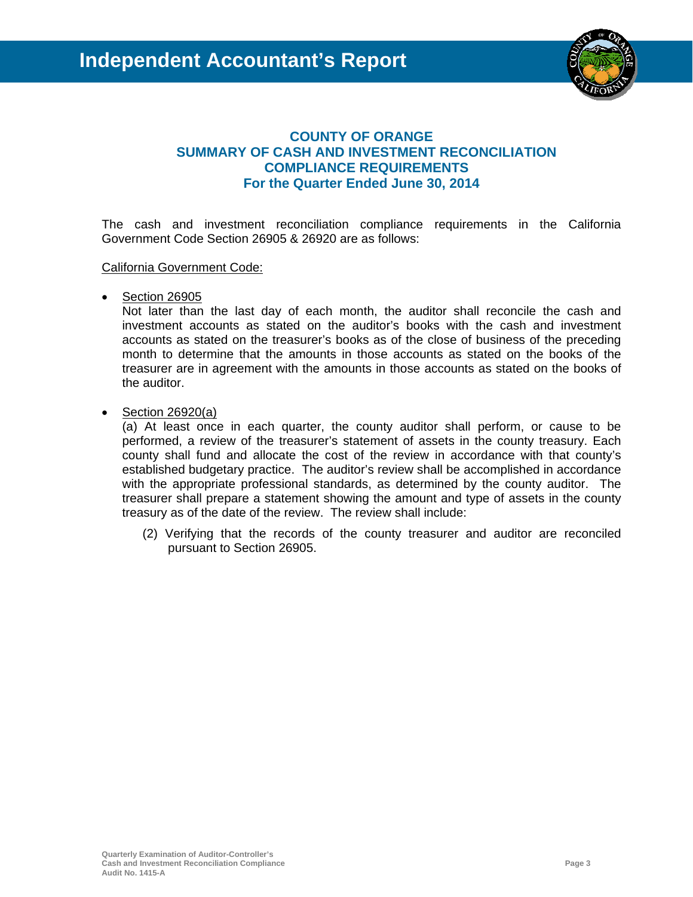# Independent Accountant's Report

## COUNTY OF ORANGE
## SUMMARY OF CASH AND INVESTMENT RECONCILIATION
## COMPLIANCE REQUIREMENTS
## For the Quarter Ended June 30, 2014

The cash and investment reconciliation compliance requirements in the California Government Code Section 26905 & 26920 are as follows:

<u>California Government Code:</u>

- <u>Section 26905</u>
  Not later than the last day of each month, the auditor shall reconcile the cash and investment accounts as stated on the auditor's books with the cash and investment accounts as stated on the treasurer's books as of the close of business of the preceding month to determine that the amounts in those accounts as stated on the books of the treasurer are in agreement with the amounts in those accounts as stated on the books of the auditor.

- <u>Section 26920(a)</u>
  (a) At least once in each quarter, the county auditor shall perform, or cause to be performed, a review of the treasurer's statement of assets in the county treasury. Each county shall fund and allocate the cost of the review in accordance with that county's established budgetary practice. The auditor's review shall be accomplished in accordance with the appropriate professional standards, as determined by the county auditor. The treasurer shall prepare a statement showing the amount and type of assets in the county treasury as of the date of the review. The review shall include:

  (2) Verifying that the records of the county treasurer and auditor are reconciled pursuant to Section 26905.